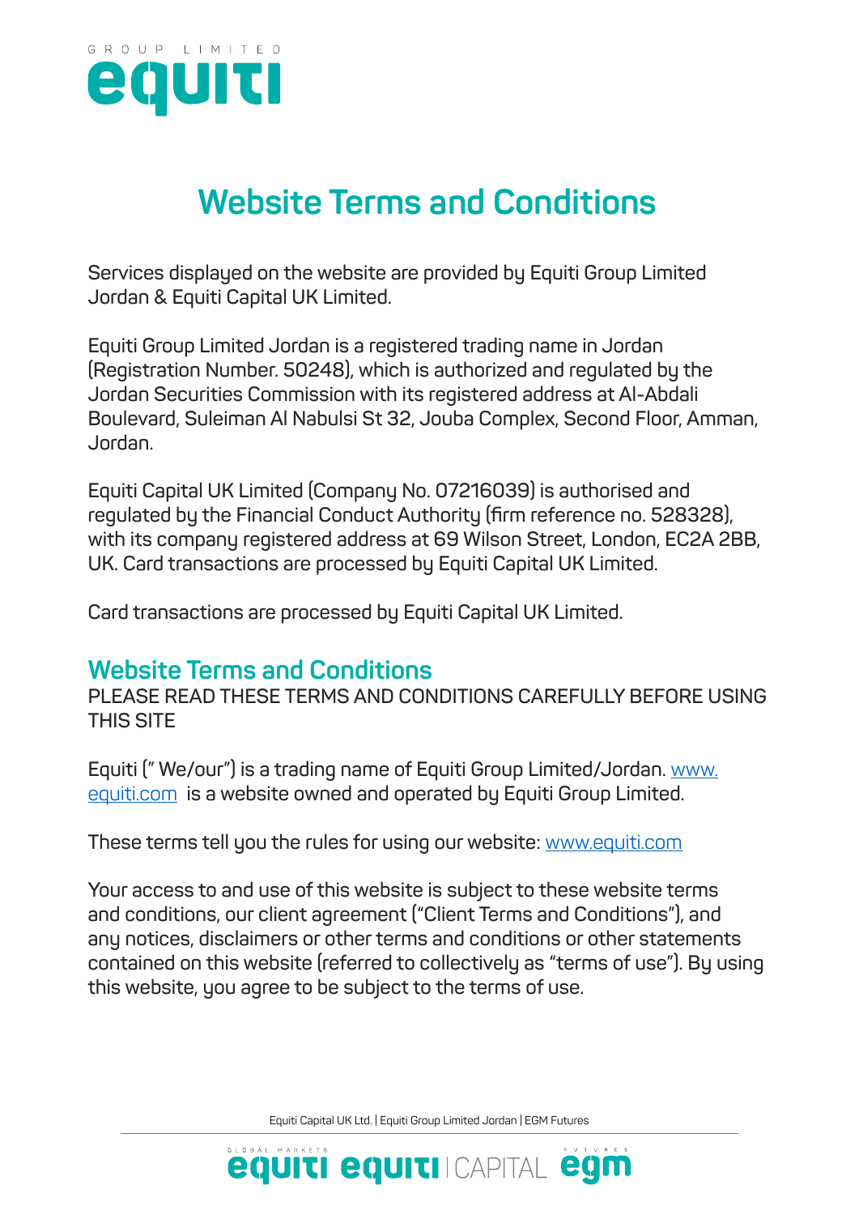# Website Terms and Conditions

Services displayed on the website are provided by Equiti Group Limited Jordan & Equiti Capital UK Limited.

Equiti Group Limited Jordan is a registered trading name in Jordan (Registration Number. 50248), which is authorized and regulated by the Jordan Securities Commission with its registered address at Al-Abdali Boulevard, Suleiman Al Nabulsi St 32, Jouba Complex, Second Floor, Amman, Jordan.

Equiti Capital UK Limited (Company No. 07216039) is authorised and regulated by the Financial Conduct Authority (firm reference no. 528328), with its company registered address at 69 Wilson Street, London, EC2A 2BB, UK. Card transactions are processed by Equiti Capital UK Limited.

Card transactions are processed by Equiti Capital UK Limited.

## Website Terms and Conditions

PLEASE READ THESE TERMS AND CONDITIONS CAREFULLY BEFORE USING THIS SITE

Equiti (" We/our") is a trading name of Equiti Group Limited/Jordan. [www.equiti.com](http://www.equiti.com) is a website owned and operated by Equiti Group Limited.

These terms tell you the rules for using our website: [www.equiti.com](http://www.equiti.com)

Your access to and use of this website is subject to these website terms and conditions, our client agreement ("Client Terms and Conditions"), and any notices, disclaimers or other terms and conditions or other statements contained on this website (referred to collectively as "terms of use"). By using this website, you agree to be subject to the terms of use.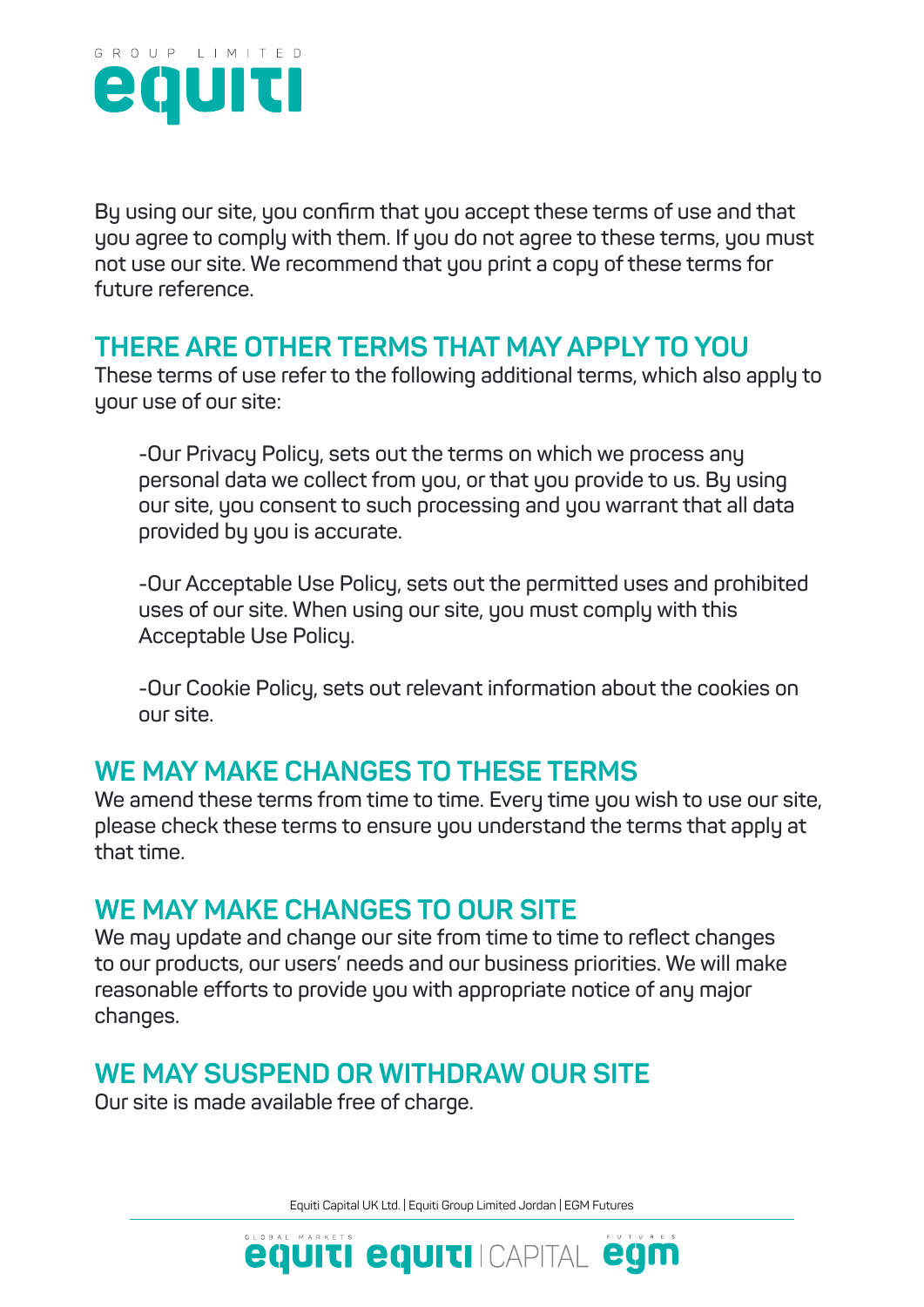By using our site, you confirm that you accept these terms of use and that you agree to comply with them. If you do not agree to these terms, you must not use our site. We recommend that you print a copy of these terms for future reference.

## THERE ARE OTHER TERMS THAT MAY APPLY TO YOU

These terms of use refer to the following additional terms, which also apply to your use of our site:

-Our Privacy Policy, sets out the terms on which we process any personal data we collect from you, or that you provide to us. By using our site, you consent to such processing and you warrant that all data provided by you is accurate.

-Our Acceptable Use Policy, sets out the permitted uses and prohibited uses of our site. When using our site, you must comply with this Acceptable Use Policy.

-Our Cookie Policy, sets out relevant information about the cookies on our site.

## WE MAY MAKE CHANGES TO THESE TERMS

We amend these terms from time to time. Every time you wish to use our site, please check these terms to ensure you understand the terms that apply at that time.

## WE MAY MAKE CHANGES TO OUR SITE

We may update and change our site from time to time to reflect changes to our products, our users' needs and our business priorities. We will make reasonable efforts to provide you with appropriate notice of any major changes.

## WE MAY SUSPEND OR WITHDRAW OUR SITE

Our site is made available free of charge.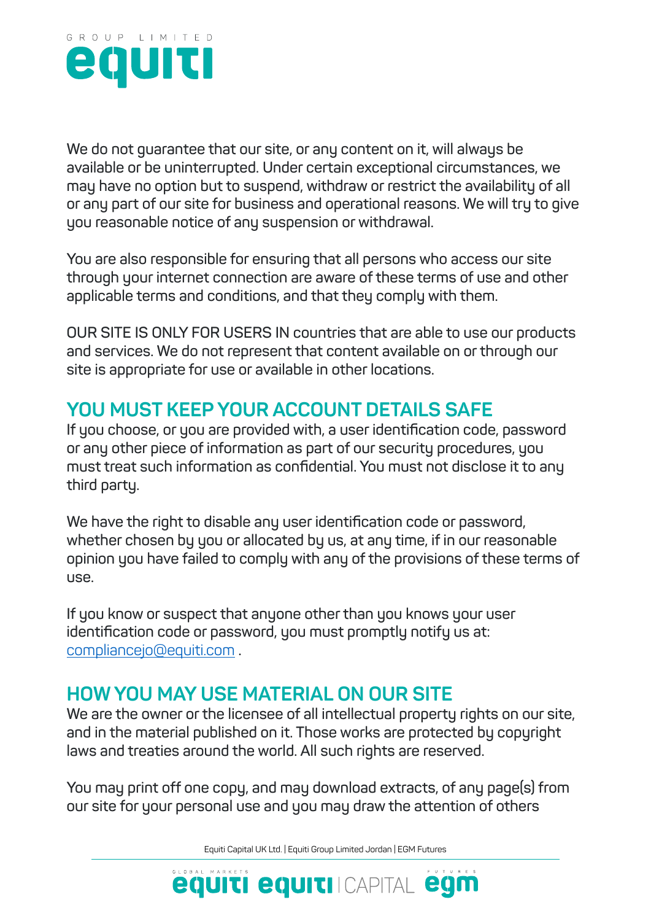We do not guarantee that our site, or any content on it, will always be available or be uninterrupted. Under certain exceptional circumstances, we may have no option but to suspend, withdraw or restrict the availability of all or any part of our site for business and operational reasons. We will try to give you reasonable notice of any suspension or withdrawal.

You are also responsible for ensuring that all persons who access our site through your internet connection are aware of these terms of use and other applicable terms and conditions, and that they comply with them.

OUR SITE IS ONLY FOR USERS IN countries that are able to use our products and services. We do not represent that content available on or through our site is appropriate for use or available in other locations.

## YOU MUST KEEP YOUR ACCOUNT DETAILS SAFE

If you choose, or you are provided with, a user identification code, password or any other piece of information as part of our security procedures, you must treat such information as confidential. You must not disclose it to any third party.

We have the right to disable any user identification code or password, whether chosen by you or allocated by us, at any time, if in our reasonable opinion you have failed to comply with any of the provisions of these terms of use.

If you know or suspect that anyone other than you knows your user identification code or password, you must promptly notify us at: compliancejo@equiti.com .

## HOW YOU MAY USE MATERIAL ON OUR SITE

We are the owner or the licensee of all intellectual property rights on our site, and in the material published on it. Those works are protected by copyright laws and treaties around the world. All such rights are reserved.

You may print off one copy, and may download extracts, of any page(s) from our site for your personal use and you may draw the attention of others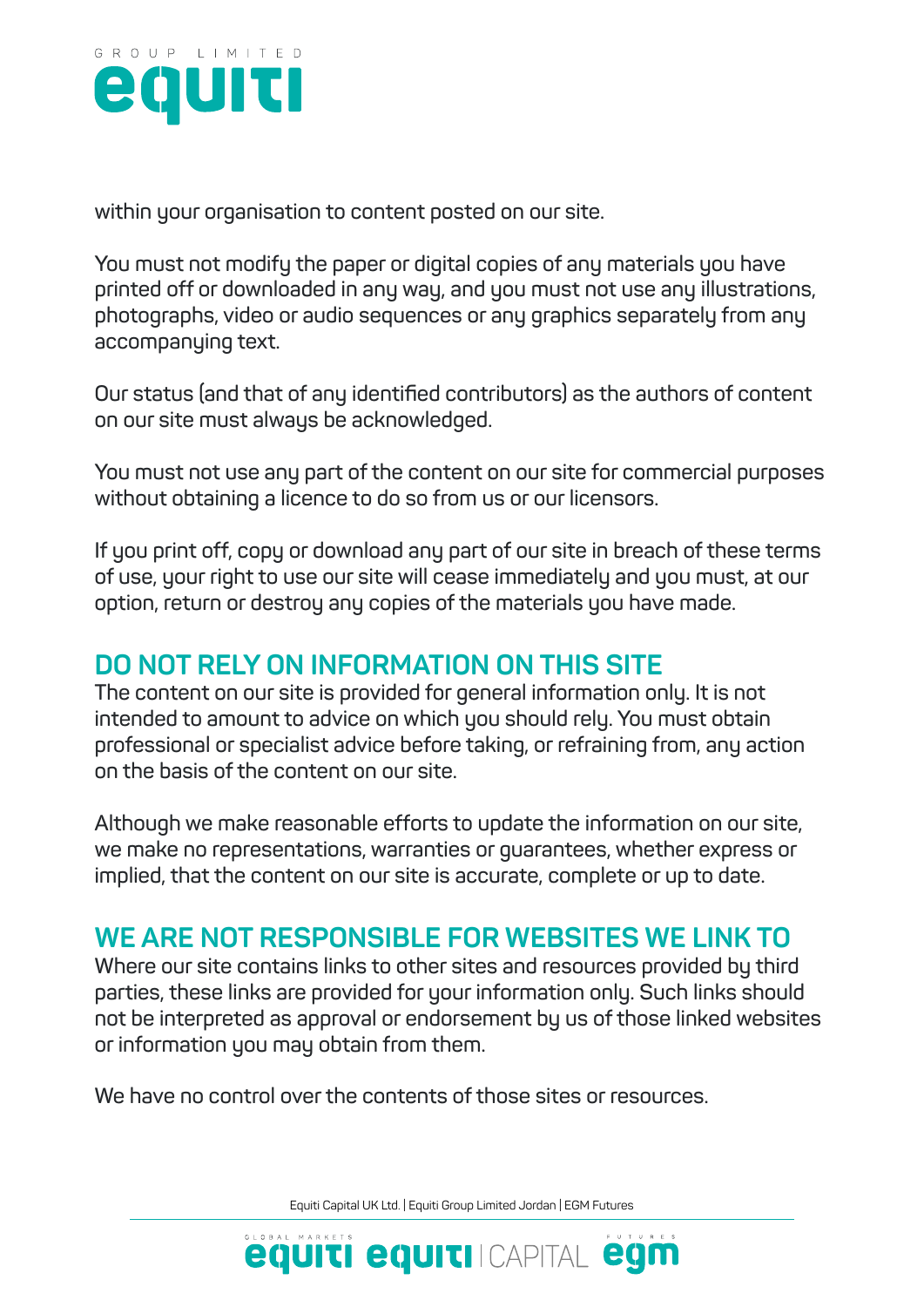within your organisation to content posted on our site.

You must not modify the paper or digital copies of any materials you have printed off or downloaded in any way, and you must not use any illustrations, photographs, video or audio sequences or any graphics separately from any accompanying text.

Our status (and that of any identified contributors) as the authors of content on our site must always be acknowledged.

You must not use any part of the content on our site for commercial purposes without obtaining a licence to do so from us or our licensors.

If you print off, copy or download any part of our site in breach of these terms of use, your right to use our site will cease immediately and you must, at our option, return or destroy any copies of the materials you have made.

## DO NOT RELY ON INFORMATION ON THIS SITE

The content on our site is provided for general information only. It is not intended to amount to advice on which you should rely. You must obtain professional or specialist advice before taking, or refraining from, any action on the basis of the content on our site.

Although we make reasonable efforts to update the information on our site, we make no representations, warranties or guarantees, whether express or implied, that the content on our site is accurate, complete or up to date.

## WE ARE NOT RESPONSIBLE FOR WEBSITES WE LINK TO

Where our site contains links to other sites and resources provided by third parties, these links are provided for your information only. Such links should not be interpreted as approval or endorsement by us of those linked websites or information you may obtain from them.

We have no control over the contents of those sites or resources.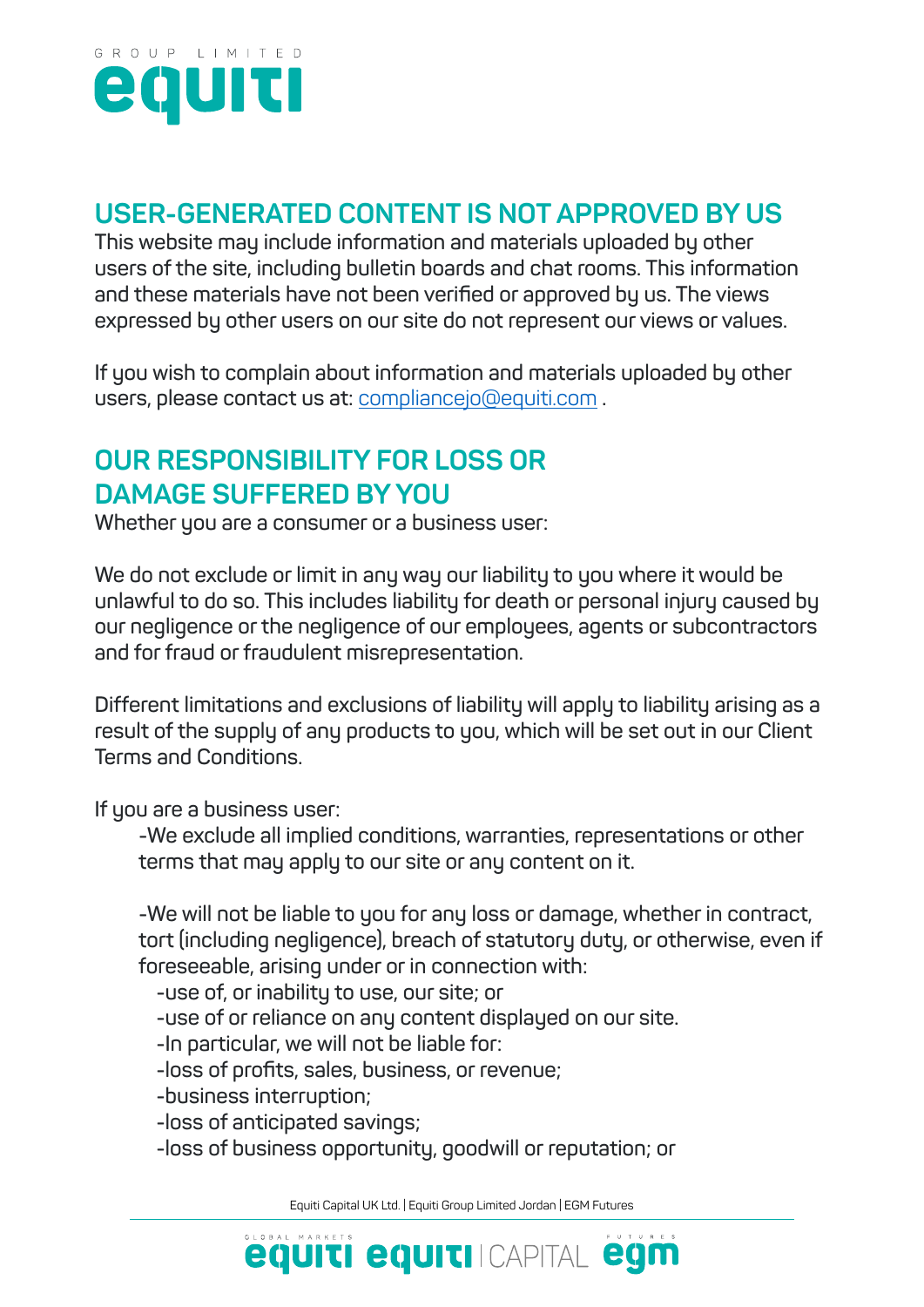## USER-GENERATED CONTENT IS NOT APPROVED BY US

This website may include information and materials uploaded by other users of the site, including bulletin boards and chat rooms. This information and these materials have not been verified or approved by us. The views expressed by other users on our site do not represent our views or values.

If you wish to complain about information and materials uploaded by other users, please contact us at: compliancejo@equiti.com .

## OUR RESPONSIBILITY FOR LOSS OR DAMAGE SUFFERED BY YOU

Whether you are a consumer or a business user:

We do not exclude or limit in any way our liability to you where it would be unlawful to do so. This includes liability for death or personal injury caused by our negligence or the negligence of our employees, agents or subcontractors and for fraud or fraudulent misrepresentation.

Different limitations and exclusions of liability will apply to liability arising as a result of the supply of any products to you, which will be set out in our Client Terms and Conditions.

If you are a business user:

- We exclude all implied conditions, warranties, representations or other terms that may apply to our site or any content on it.

- We will not be liable to you for any loss or damage, whether in contract, tort (including negligence), breach of statutory duty, or otherwise, even if foreseeable, arising under or in connection with:
  - use of, or inability to use, our site; or
  - use of or reliance on any content displayed on our site.
  - In particular, we will not be liable for:
  - loss of profits, sales, business, or revenue;
  - business interruption;
  - loss of anticipated savings;
  - loss of business opportunity, goodwill or reputation; or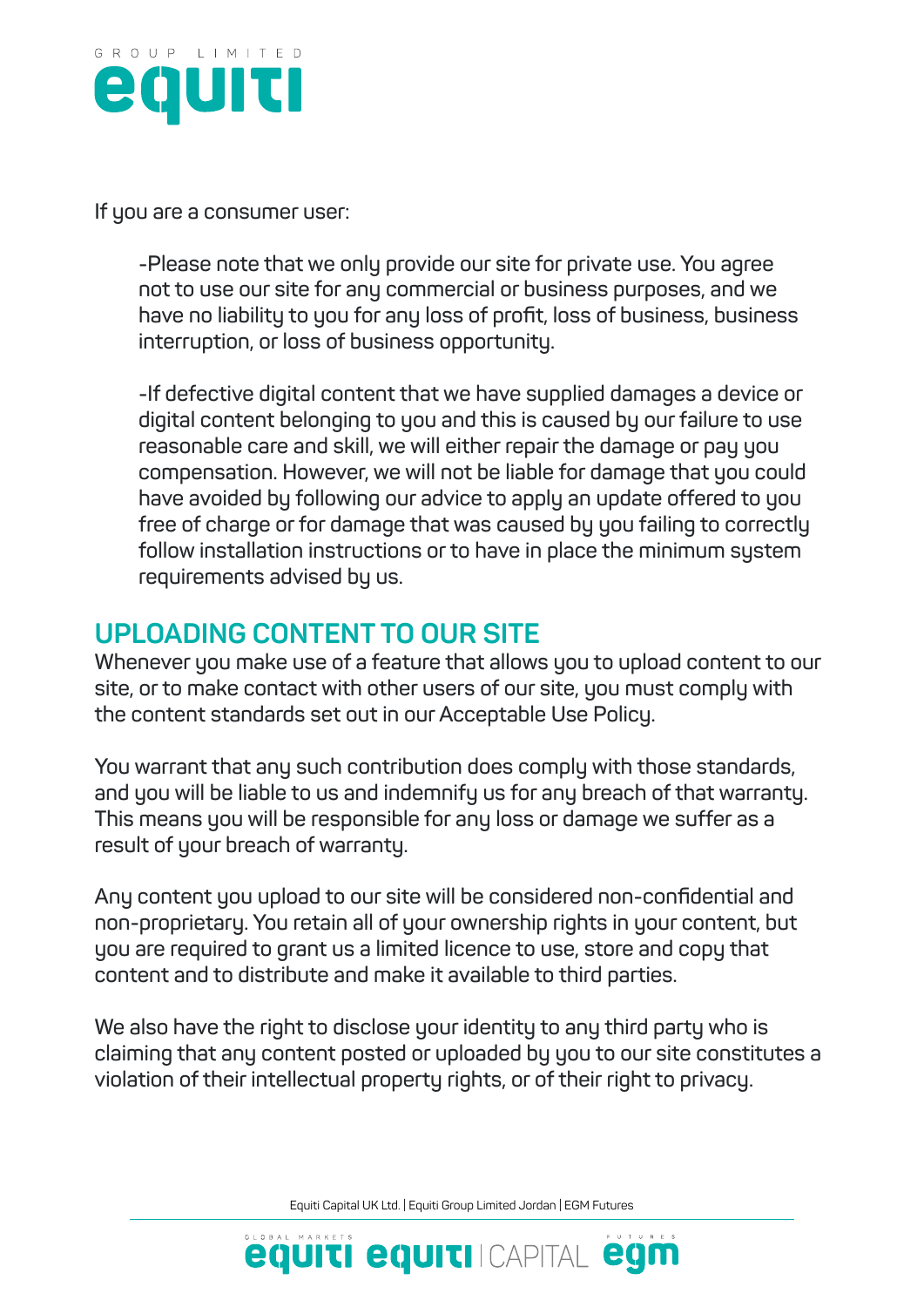If you are a consumer user:

-Please note that we only provide our site for private use. You agree not to use our site for any commercial or business purposes, and we have no liability to you for any loss of profit, loss of business, business interruption, or loss of business opportunity.

-If defective digital content that we have supplied damages a device or digital content belonging to you and this is caused by our failure to use reasonable care and skill, we will either repair the damage or pay you compensation. However, we will not be liable for damage that you could have avoided by following our advice to apply an update offered to you free of charge or for damage that was caused by you failing to correctly follow installation instructions or to have in place the minimum system requirements advised by us.

## UPLOADING CONTENT TO OUR SITE

Whenever you make use of a feature that allows you to upload content to our site, or to make contact with other users of our site, you must comply with the content standards set out in our Acceptable Use Policy.

You warrant that any such contribution does comply with those standards, and you will be liable to us and indemnify us for any breach of that warranty. This means you will be responsible for any loss or damage we suffer as a result of your breach of warranty.

Any content you upload to our site will be considered non-confidential and non-proprietary. You retain all of your ownership rights in your content, but you are required to grant us a limited licence to use, store and copy that content and to distribute and make it available to third parties.

We also have the right to disclose your identity to any third party who is claiming that any content posted or uploaded by you to our site constitutes a violation of their intellectual property rights, or of their right to privacy.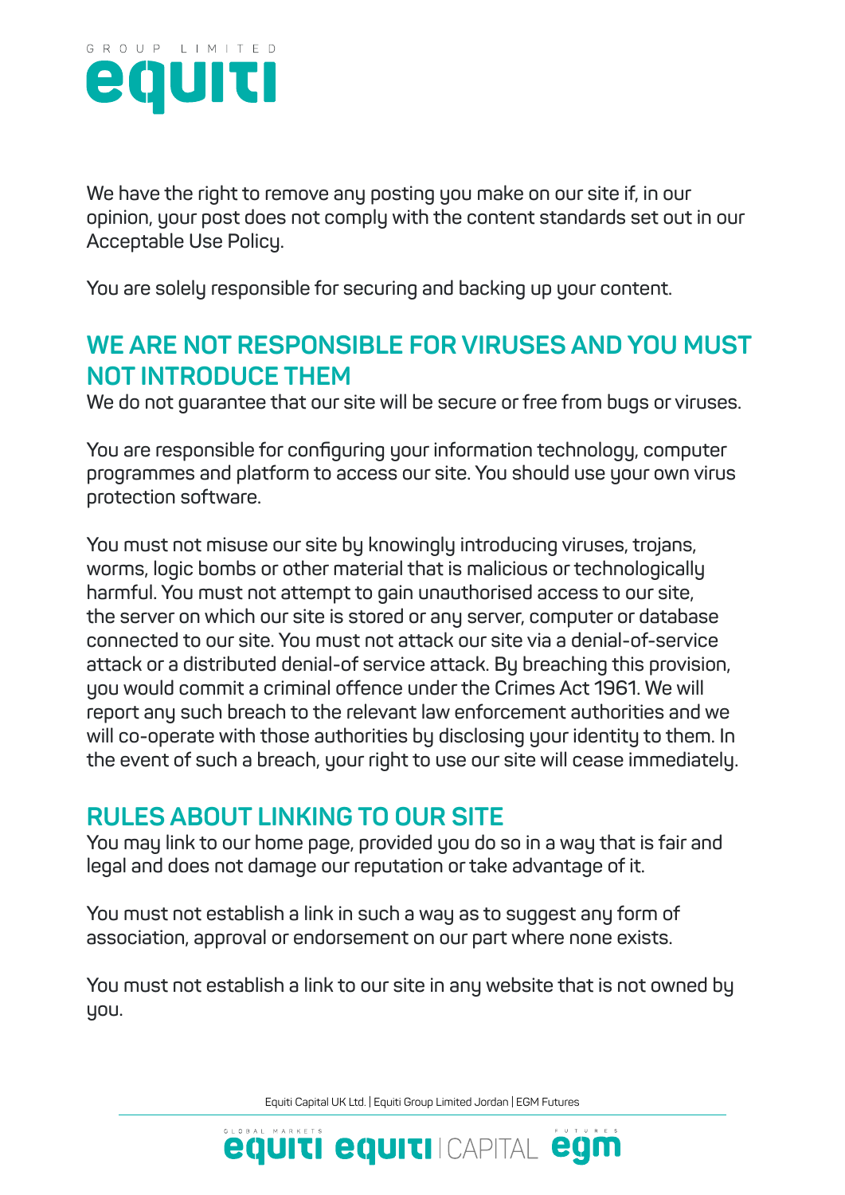We have the right to remove any posting you make on our site if, in our opinion, your post does not comply with the content standards set out in our Acceptable Use Policy.

You are solely responsible for securing and backing up your content.

## WE ARE NOT RESPONSIBLE FOR VIRUSES AND YOU MUST NOT INTRODUCE THEM

We do not guarantee that our site will be secure or free from bugs or viruses.

You are responsible for configuring your information technology, computer programmes and platform to access our site. You should use your own virus protection software.

You must not misuse our site by knowingly introducing viruses, trojans, worms, logic bombs or other material that is malicious or technologically harmful. You must not attempt to gain unauthorised access to our site, the server on which our site is stored or any server, computer or database connected to our site. You must not attack our site via a denial-of-service attack or a distributed denial-of service attack. By breaching this provision, you would commit a criminal offence under the Crimes Act 1961. We will report any such breach to the relevant law enforcement authorities and we will co-operate with those authorities by disclosing your identity to them. In the event of such a breach, your right to use our site will cease immediately.

## RULES ABOUT LINKING TO OUR SITE

You may link to our home page, provided you do so in a way that is fair and legal and does not damage our reputation or take advantage of it.

You must not establish a link in such a way as to suggest any form of association, approval or endorsement on our part where none exists.

You must not establish a link to our site in any website that is not owned by you.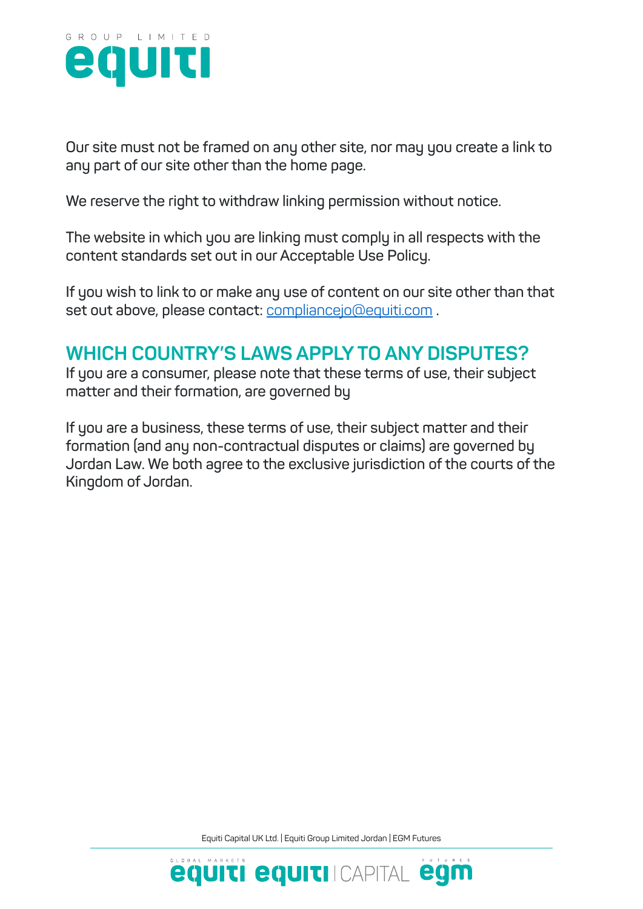Our site must not be framed on any other site, nor may you create a link to any part of our site other than the home page.

We reserve the right to withdraw linking permission without notice.

The website in which you are linking must comply in all respects with the content standards set out in our Acceptable Use Policy.

If you wish to link to or make any use of content on our site other than that set out above, please contact: compliancejo@equiti.com .

## WHICH COUNTRY'S LAWS APPLY TO ANY DISPUTES?

If you are a consumer, please note that these terms of use, their subject matter and their formation, are governed by

If you are a business, these terms of use, their subject matter and their formation (and any non-contractual disputes or claims) are governed by Jordan Law. We both agree to the exclusive jurisdiction of the courts of the Kingdom of Jordan.